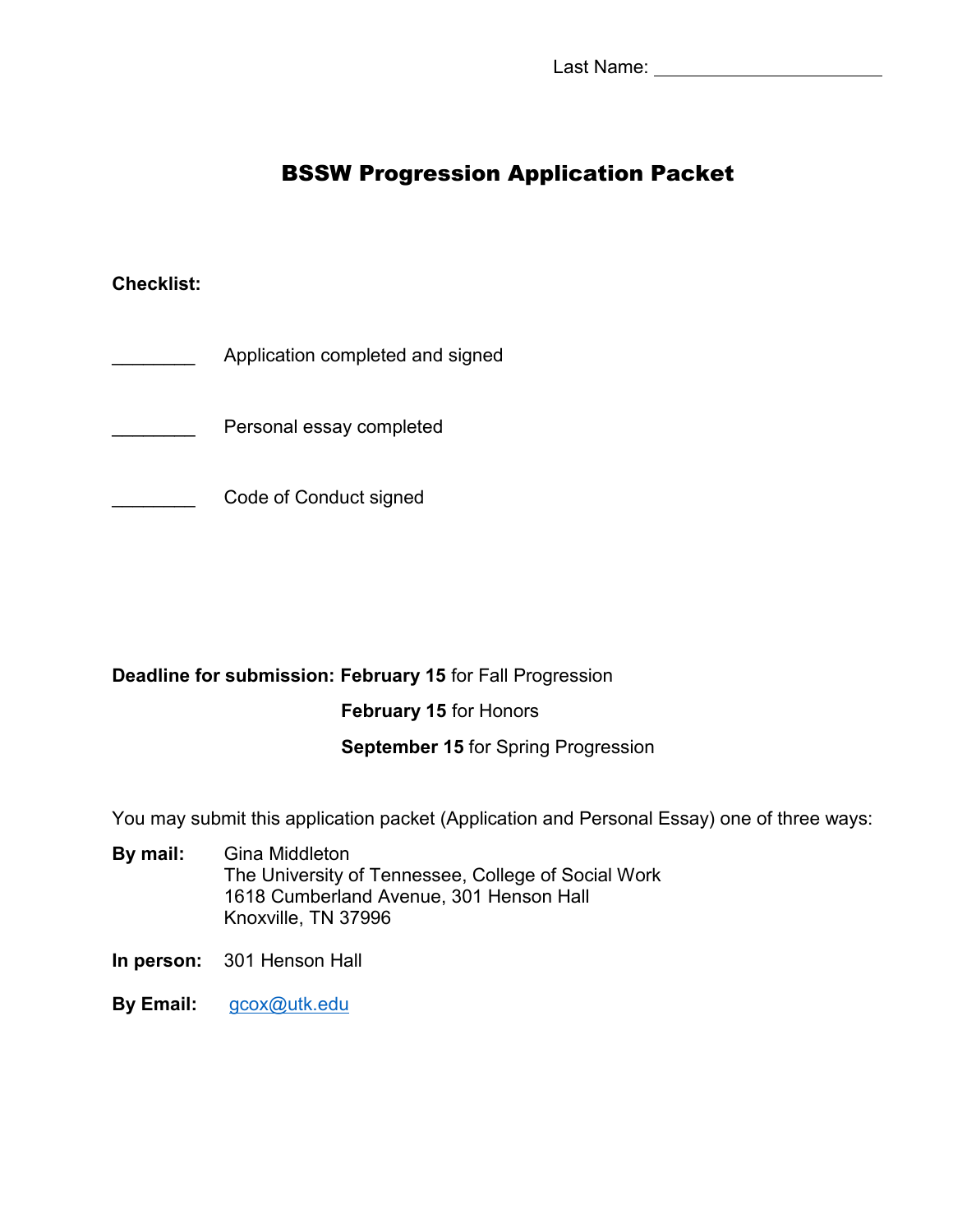Last Name: ______________________

# BSSW Progression Application Packet

**Checklist:**

________ Application completed and signed

________ Personal essay completed

________ Code of Conduct signed

**Deadline for submission:** **February 15** for Fall Progression

**February 15** for Honors

**September 15** for Spring Progression

You may submit this application packet (Application and Personal Essay) one of three ways:

**By mail:** Gina Middleton
The University of Tennessee, College of Social Work
1618 Cumberland Avenue, 301 Henson Hall
Knoxville, TN 37996

**In person:** 301 Henson Hall

**By Email:** gcox@utk.edu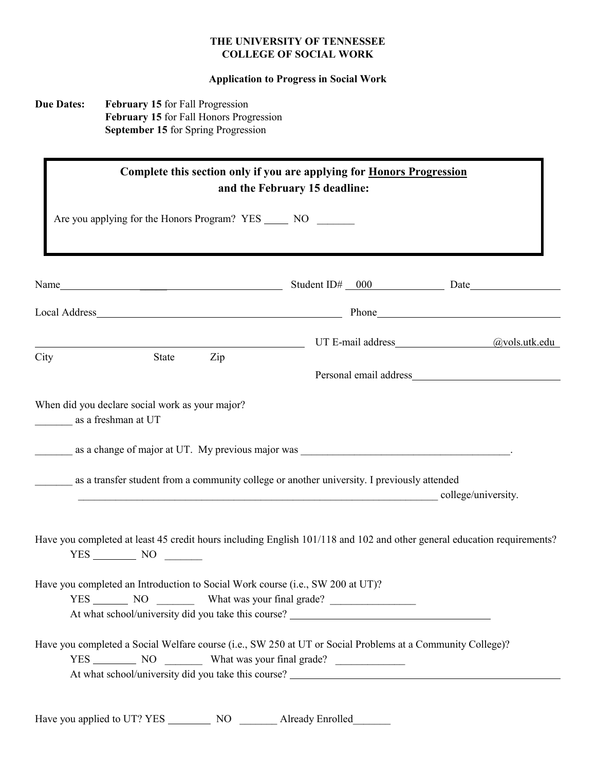**THE UNIVERSITY OF TENNESSEE**
**COLLEGE OF SOCIAL WORK**

**Application to Progress in Social Work**

**Due Dates:** **February 15** for Fall Progression
**February 15** for Fall Honors Progression
**September 15** for Spring Progression

---

**Complete this section only if you are applying for <u>Honors Progression</u> and the February 15 deadline:**

Are you applying for the Honors Program? YES _____ NO _______

---

Name______________________________________ Student ID# 000____________ Date_______________

Local Address_____________________________________________ Phone_______________________________

_______________________________________________ UT E-mail address_________________@vols.utk.edu

City State Zip

Personal email address___________________________

When did you declare social work as your major?

_______ as a freshman at UT

_______ as a change of major at UT. My previous major was _______________________________________.

_______ as a transfer student from a community college or another university. I previously attended ______________________________________________________________________ college/university.

Have you completed at least 45 credit hours including English 101/118 and 102 and other general education requirements?
YES ________ NO _______

Have you completed an Introduction to Social Work course (i.e., SW 200 at UT)?
YES _______ NO _______ What was your final grade? ________________
At what school/university did you take this course? ______________________________________

Have you completed a Social Welfare course (i.e., SW 250 at UT or Social Problems at a Community College)?
YES ________ NO _______ What was your final grade? _____________
At what school/university did you take this course? ______________________________________

Have you applied to UT? YES ________ NO _______ Already Enrolled_______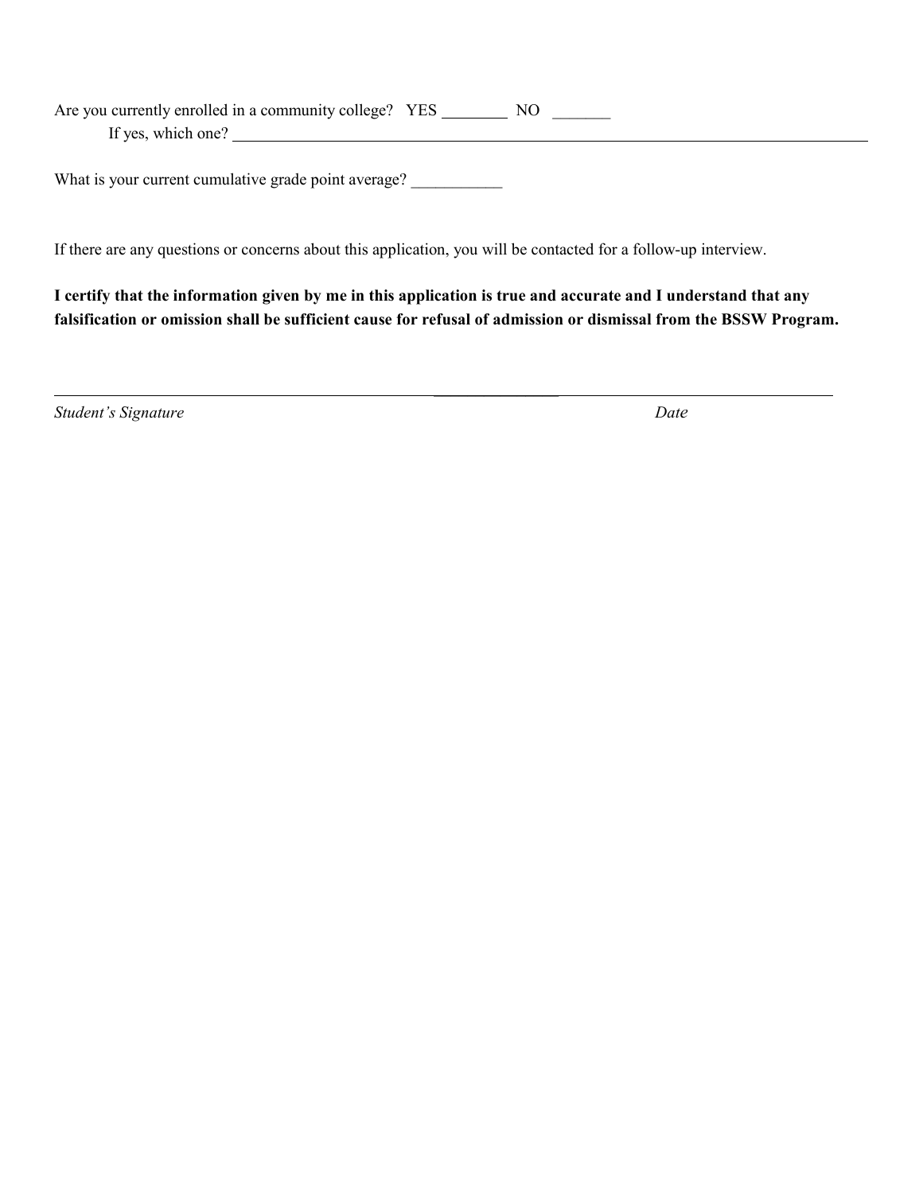Are you currently enrolled in a community college? YES ________ NO _______

If yes, which one? ____________________________________________________________

What is your current cumulative grade point average? ___________

If there are any questions or concerns about this application, you will be contacted for a follow-up interview.

**I certify that the information given by me in this application is true and accurate and I understand that any falsification or omission shall be sufficient cause for refusal of admission or dismissal from the BSSW Program.**

_____________________________________________ _______________

*Student's Signature* *Date*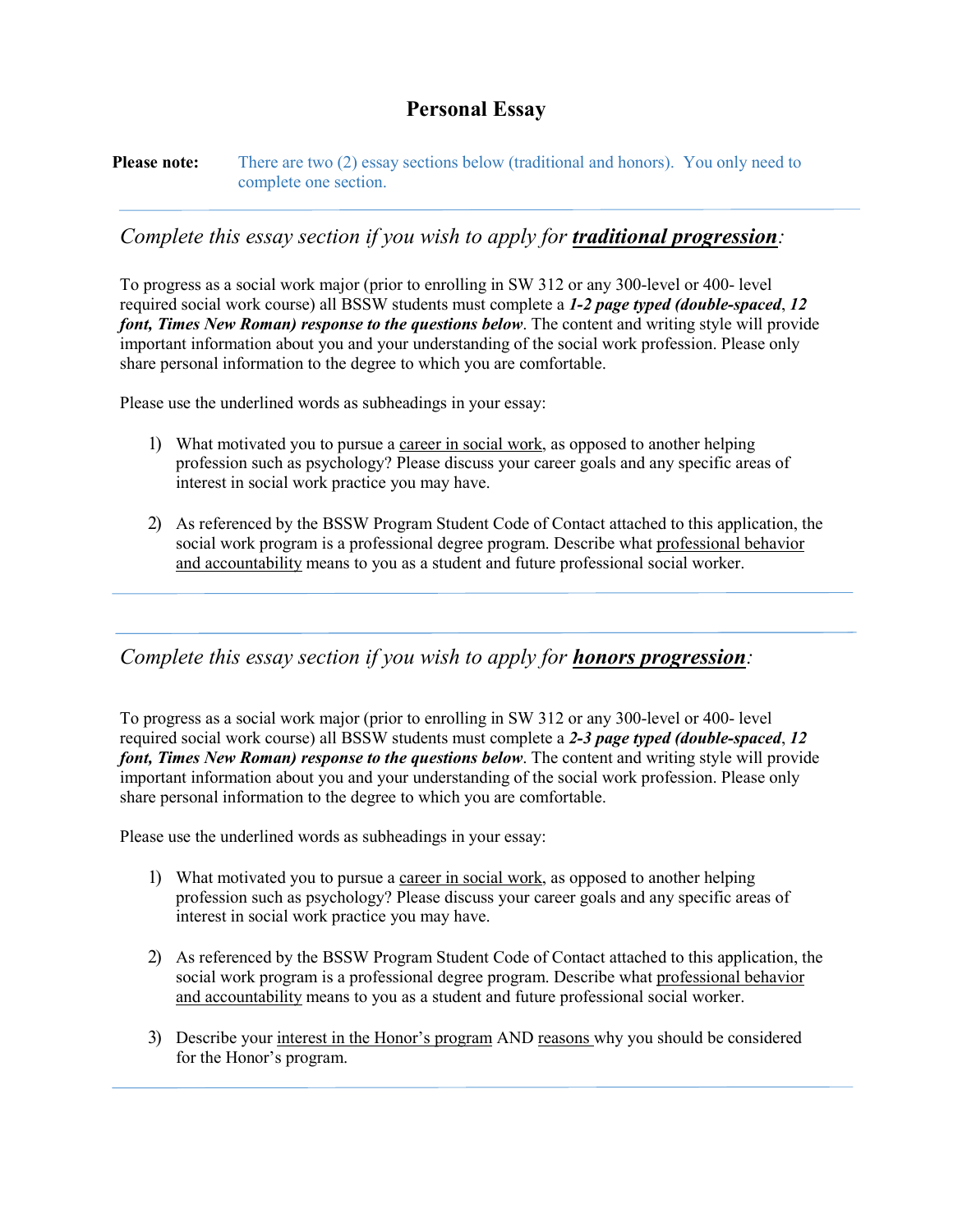# Personal Essay

**Please note:** There are two (2) essay sections below (traditional and honors). You only need to complete one section.

---

## *Complete this essay section if you wish to apply for* ***<u>traditional progression</u>****:*

To progress as a social work major (prior to enrolling in SW 312 or any 300-level or 400- level required social work course) all BSSW students must complete a ***1-2 page typed (double-spaced**, **12 font, Times New Roman) response to the questions below***. The content and writing style will provide important information about you and your understanding of the social work profession. Please only share personal information to the degree to which you are comfortable.

Please use the underlined words as subheadings in your essay:

1) What motivated you to pursue a <u>career in social work</u>, as opposed to another helping profession such as psychology? Please discuss your career goals and any specific areas of interest in social work practice you may have.

2) As referenced by the BSSW Program Student Code of Contact attached to this application, the social work program is a professional degree program. Describe what <u>professional behavior and accountability</u> means to you as a student and future professional social worker.

---

## *Complete this essay section if you wish to apply for* ***<u>honors progression</u>****:*

To progress as a social work major (prior to enrolling in SW 312 or any 300-level or 400- level required social work course) all BSSW students must complete a ***2-3 page typed (double-spaced**, **12 font, Times New Roman) response to the questions below***. The content and writing style will provide important information about you and your understanding of the social work profession. Please only share personal information to the degree to which you are comfortable.

Please use the underlined words as subheadings in your essay:

1) What motivated you to pursue a <u>career in social work</u>, as opposed to another helping profession such as psychology? Please discuss your career goals and any specific areas of interest in social work practice you may have.

2) As referenced by the BSSW Program Student Code of Contact attached to this application, the social work program is a professional degree program. Describe what <u>professional behavior and accountability</u> means to you as a student and future professional social worker.

3) Describe your <u>interest in the Honor's program</u> AND <u>reasons</u> why you should be considered for the Honor's program.

---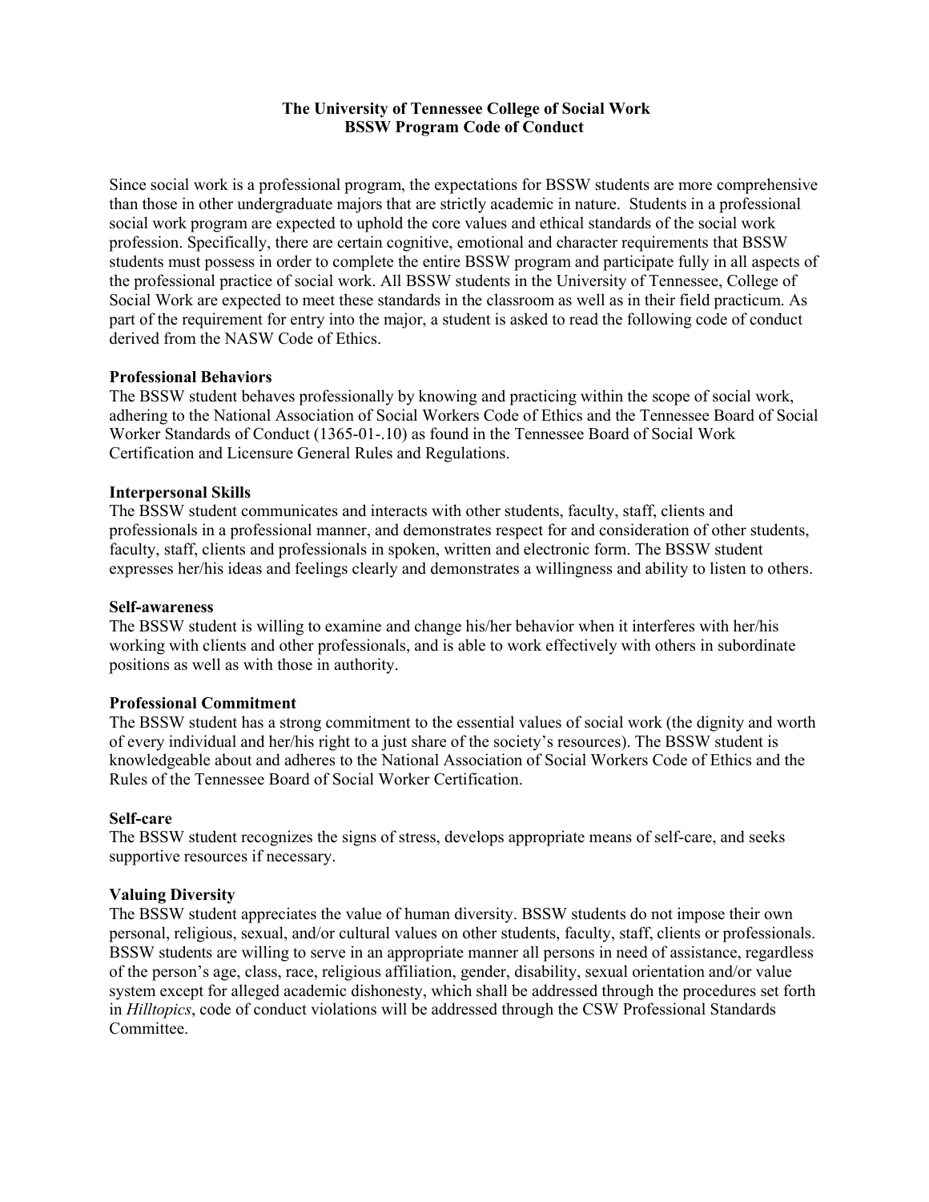**The University of Tennessee College of Social Work**
**BSSW Program Code of Conduct**

Since social work is a professional program, the expectations for BSSW students are more comprehensive than those in other undergraduate majors that are strictly academic in nature. Students in a professional social work program are expected to uphold the core values and ethical standards of the social work profession. Specifically, there are certain cognitive, emotional and character requirements that BSSW students must possess in order to complete the entire BSSW program and participate fully in all aspects of the professional practice of social work. All BSSW students in the University of Tennessee, College of Social Work are expected to meet these standards in the classroom as well as in their field practicum. As part of the requirement for entry into the major, a student is asked to read the following code of conduct derived from the NASW Code of Ethics.

**Professional Behaviors**
The BSSW student behaves professionally by knowing and practicing within the scope of social work, adhering to the National Association of Social Workers Code of Ethics and the Tennessee Board of Social Worker Standards of Conduct (1365-01-.10) as found in the Tennessee Board of Social Work Certification and Licensure General Rules and Regulations.

**Interpersonal Skills**
The BSSW student communicates and interacts with other students, faculty, staff, clients and professionals in a professional manner, and demonstrates respect for and consideration of other students, faculty, staff, clients and professionals in spoken, written and electronic form. The BSSW student expresses her/his ideas and feelings clearly and demonstrates a willingness and ability to listen to others.

**Self-awareness**
The BSSW student is willing to examine and change his/her behavior when it interferes with her/his working with clients and other professionals, and is able to work effectively with others in subordinate positions as well as with those in authority.

**Professional Commitment**
The BSSW student has a strong commitment to the essential values of social work (the dignity and worth of every individual and her/his right to a just share of the society's resources). The BSSW student is knowledgeable about and adheres to the National Association of Social Workers Code of Ethics and the Rules of the Tennessee Board of Social Worker Certification.

**Self-care**
The BSSW student recognizes the signs of stress, develops appropriate means of self-care, and seeks supportive resources if necessary.

**Valuing Diversity**
The BSSW student appreciates the value of human diversity. BSSW students do not impose their own personal, religious, sexual, and/or cultural values on other students, faculty, staff, clients or professionals. BSSW students are willing to serve in an appropriate manner all persons in need of assistance, regardless of the person's age, class, race, religious affiliation, gender, disability, sexual orientation and/or value system except for alleged academic dishonesty, which shall be addressed through the procedures set forth in *Hilltopics*, code of conduct violations will be addressed through the CSW Professional Standards Committee.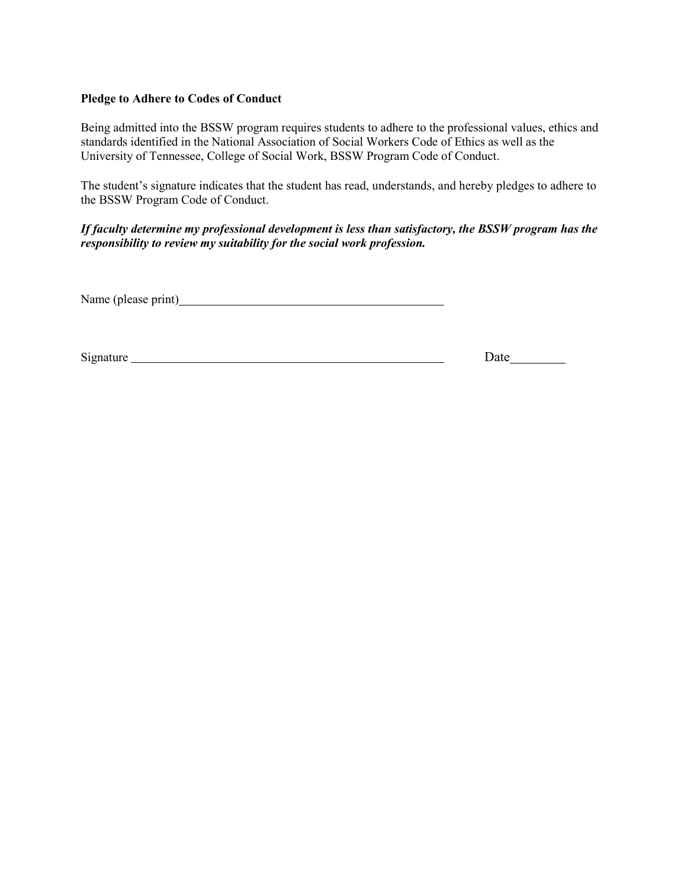**Pledge to Adhere to Codes of Conduct**

Being admitted into the BSSW program requires students to adhere to the professional values, ethics and standards identified in the National Association of Social Workers Code of Ethics as well as the University of Tennessee, College of Social Work, BSSW Program Code of Conduct.

The student's signature indicates that the student has read, understands, and hereby pledges to adhere to the BSSW Program Code of Conduct.

***If faculty determine my professional development is less than satisfactory, the BSSW program has the responsibility to review my suitability for the social work profession.***

Name (please print)\_\_\_\_\_\_\_\_\_\_\_\_\_\_\_\_\_\_\_\_\_\_\_\_\_\_\_\_\_\_\_\_\_\_\_\_\_\_\_\_\_\_\_\_

Signature \_\_\_\_\_\_\_\_\_\_\_\_\_\_\_\_\_\_\_\_\_\_\_\_\_\_\_\_\_\_\_\_\_\_\_\_\_\_\_\_\_\_\_\_\_\_\_\_\_\_\_ Date\_\_\_\_\_\_\_\_\_